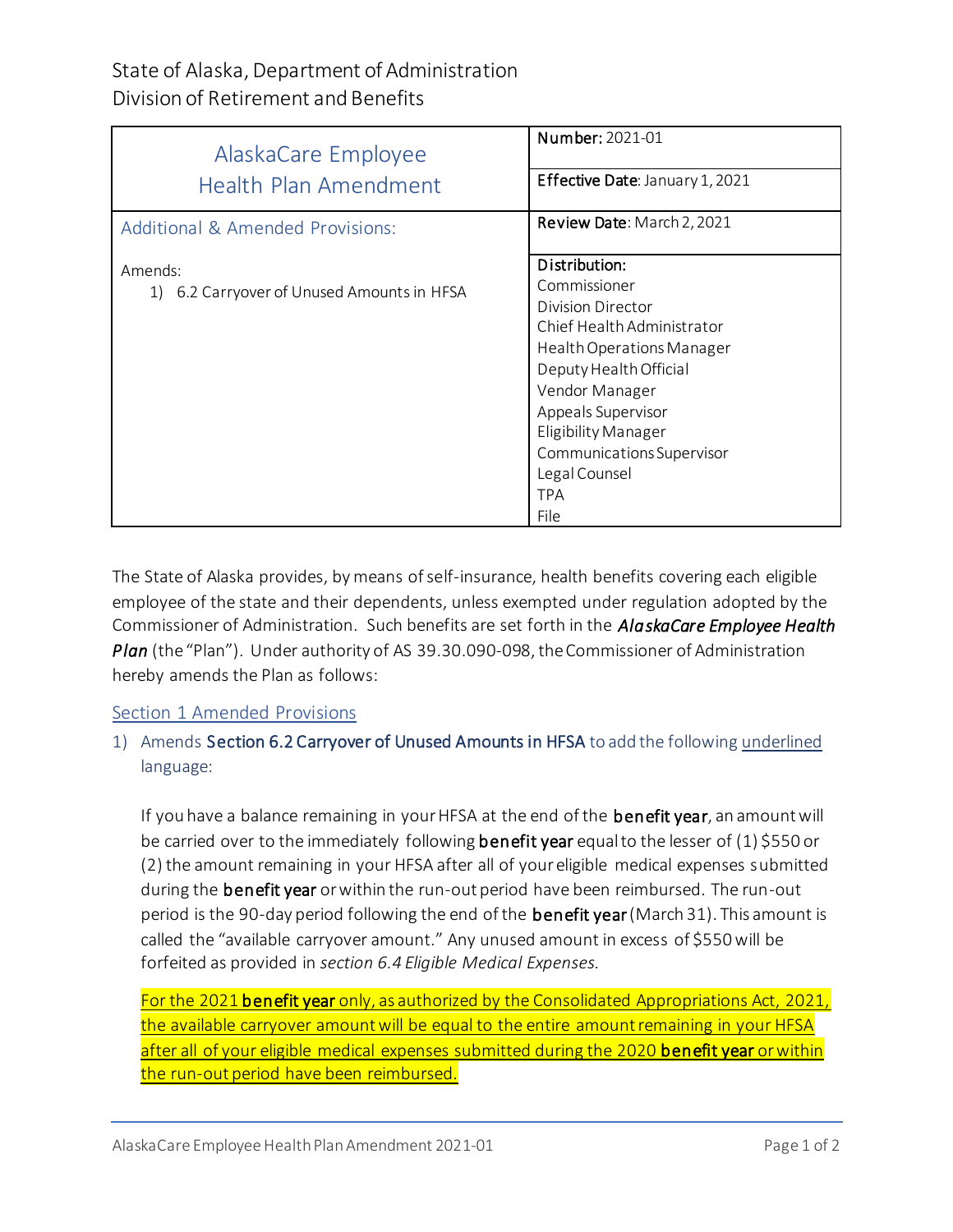State of Alaska, Department of Administration
Division of Retirement and Benefits

| AlaskaCare Employee Health Plan Amendment | **Number:** 2021-01 |
|---|---|
| | **Effective Date**: January 1, 2021 |
| Additional & Amended Provisions: | **Review Date**: March 2, 2021 |
| Amends:<br>1) 6.2 Carryover of Unused Amounts in HFSA | **Distribution:**<br>Commissioner<br>Division Director<br>Chief Health Administrator<br>Health Operations Manager<br>Deputy Health Official<br>Vendor Manager<br>Appeals Supervisor<br>Eligibility Manager<br>Communications Supervisor<br>Legal Counsel<br>TPA<br>File |

The State of Alaska provides, by means of self-insurance, health benefits covering each eligible employee of the state and their dependents, unless exempted under regulation adopted by the Commissioner of Administration. Such benefits are set forth in the ***AlaskaCare Employee Health Plan*** (the "Plan"). Under authority of AS 39.30.090-098, the Commissioner of Administration hereby amends the Plan as follows:

## Section 1 Amended Provisions

1) Amends **Section 6.2 Carryover of Unused Amounts in HFSA** to add the following <u>underlined</u> language:

   If you have a balance remaining in your HFSA at the end of the **benefit year**, an amount will be carried over to the immediately following **benefit year** equal to the lesser of (1) $550 or (2) the amount remaining in your HFSA after all of your eligible medical expenses submitted during the **benefit year** or within the run-out period have been reimbursed. The run-out period is the 90-day period following the end of the **benefit year** (March 31). This amount is called the "available carryover amount." Any unused amount in excess of $550 will be forfeited as provided in *section 6.4 Eligible Medical Expenses.*

   <u>For the 2021 **benefit year** only, as authorized by the Consolidated Appropriations Act, 2021, the available carryover amount will be equal to the entire amount remaining in your HFSA after all of your eligible medical expenses submitted during the 2020 **benefit year** or within the run-out period have been reimbursed.</u>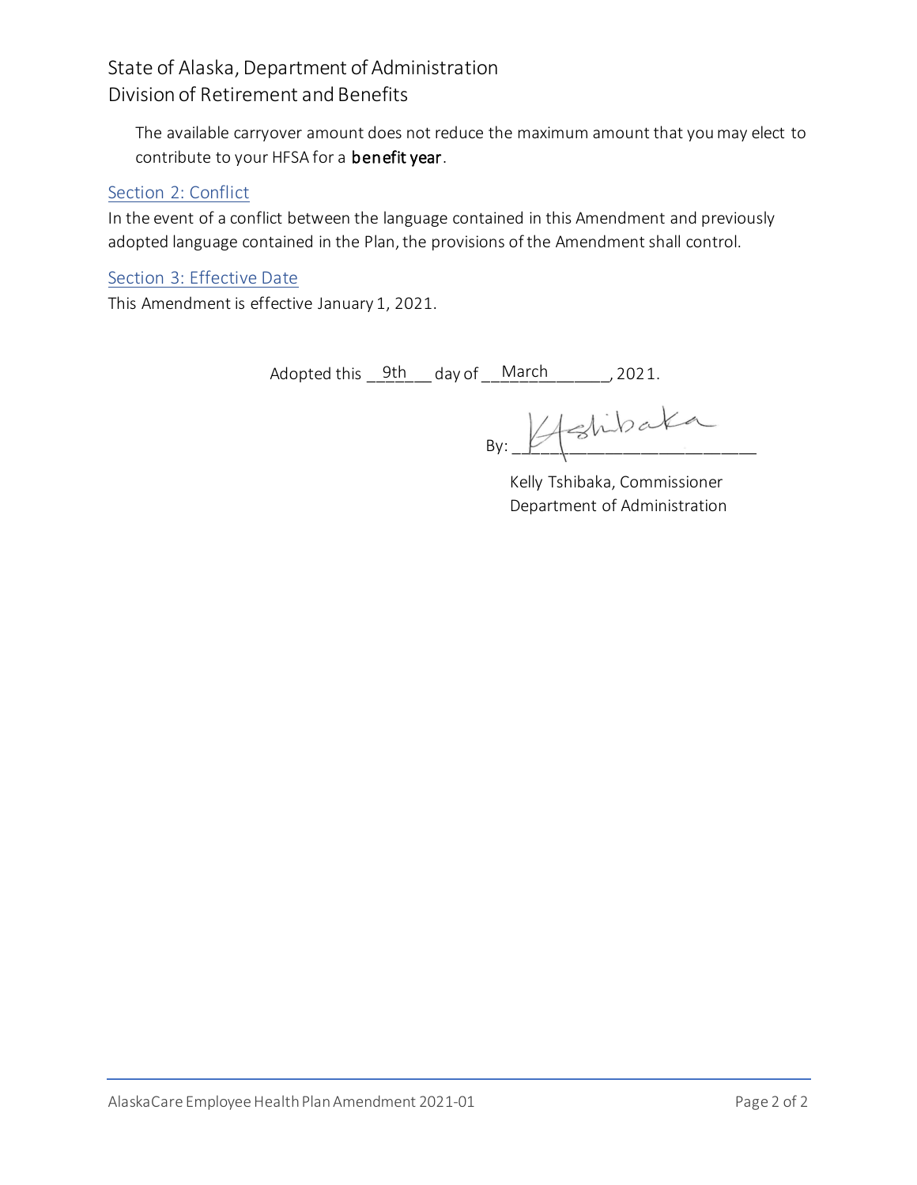The available carryover amount does not reduce the maximum amount that you may elect to contribute to your HFSA for a **benefit year**.

## Section 2: Conflict

In the event of a conflict between the language contained in this Amendment and previously adopted language contained in the Plan, the provisions of the Amendment shall control.

## Section 3: Effective Date

This Amendment is effective January 1, 2021.

Adopted this 9th day of March, 2021.

By: KTshibaka

Kelly Tshibaka, Commissioner
Department of Administration